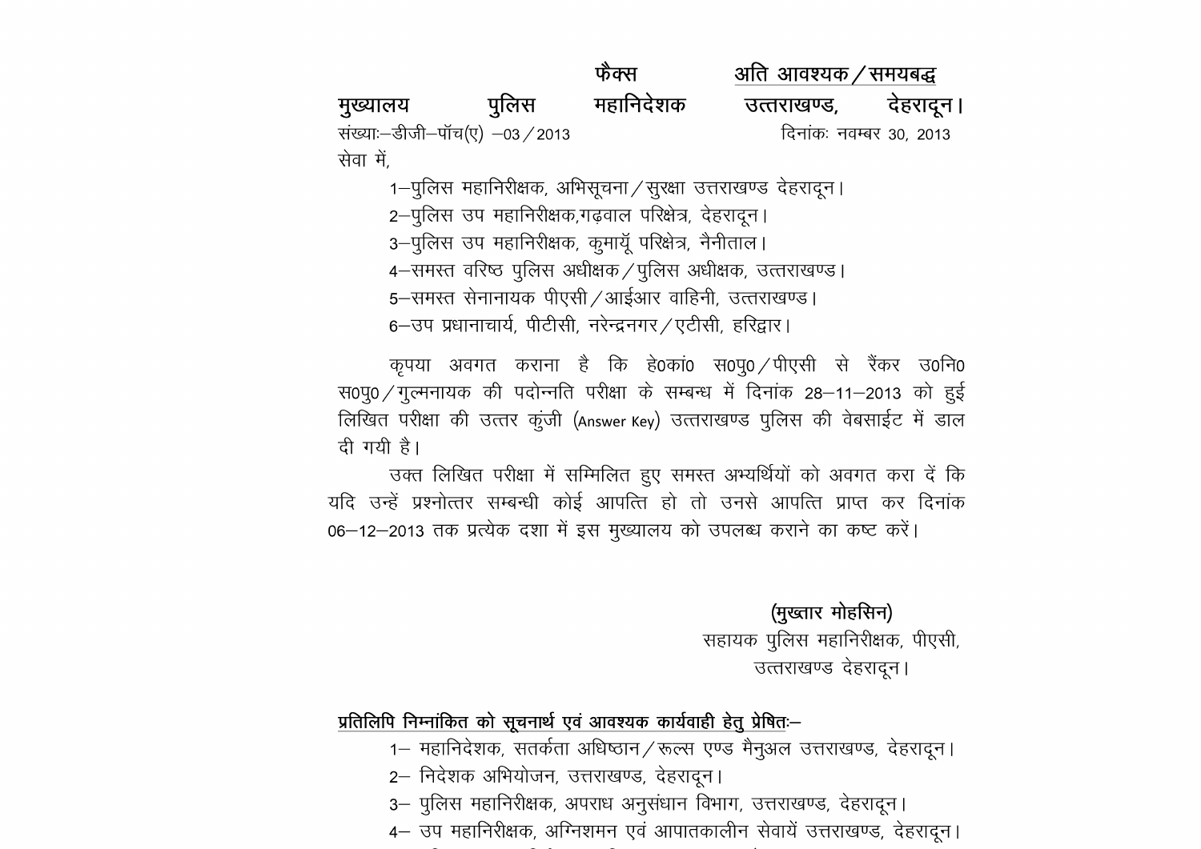फैक्स अति आवश्यक/समयबद्ध

**मुख्यालय पुलिस महानिदेशक उत्तराखण्ड, देहरादून।**

संख्याः–डीजी–पॉच(ए) –03/2013 दिनांकः नवम्बर 30, 2013

सेवा में,

1–पुलिस महानिरीक्षक, अभिसूचना/सुरक्षा उत्तराखण्ड देहरादून।
2–पुलिस उप महानिरीक्षक,गढ़वाल परिक्षेत्र, देहरादून।
3–पुलिस उप महानिरीक्षक, कुमायूँ परिक्षेत्र, नैनीताल।
4–समस्त वरिष्ठ पुलिस अधीक्षक/पुलिस अधीक्षक, उत्तराखण्ड।
5–समस्त सेनानायक पीएसी/आईआर वाहिनी, उत्तराखण्ड।
6–उप प्रधानाचार्य, पीटीसी, नरेन्द्रनगर/एटीसी, हरिद्वार।

कृपया अवगत कराना है कि हे0कां0 स0पु0/पीएसी से रैंकर उ0नि0 स0पु0/गुल्मनायक की पदोन्नति परीक्षा के सम्बन्ध में दिनांक 28–11–2013 को हुई लिखित परीक्षा की उत्तर कुंजी (Answer Key) उत्तराखण्ड पुलिस की वेबसाईट में डाल दी गयी है।

उक्त लिखित परीक्षा में सम्मिलित हुए समस्त अभ्यर्थियों को अवगत करा दें कि यदि उन्हें प्रश्नोत्तर सम्बन्धी कोई आपत्ति हो तो उनसे आपत्ति प्राप्त कर दिनांक 06–12–2013 तक प्रत्येक दशा में इस मुख्यालय को उपलब्ध कराने का कष्ट करें।

(मुख्तार मोहसिन)
सहायक पुलिस महानिरीक्षक, पीएसी,
उत्तराखण्ड देहरादून।

प्रतिलिपि निम्नांकित को सूचनार्थ एवं आवश्यक कार्यवाही हेतु प्रेषितः–

1– महानिदेशक, सतर्कता अधिष्ठान/रूल्स एण्ड मैनुअल उत्तराखण्ड, देहरादून।
2– निदेशक अभियोजन, उत्तराखण्ड, देहरादून।
3– पुलिस महानिरीक्षक, अपराध अनुसंधान विभाग, उत्तराखण्ड, देहरादून।
4– उप महानिरीक्षक, अग्निशमन एवं आपातकालीन सेवायें उत्तराखण्ड, देहरादून।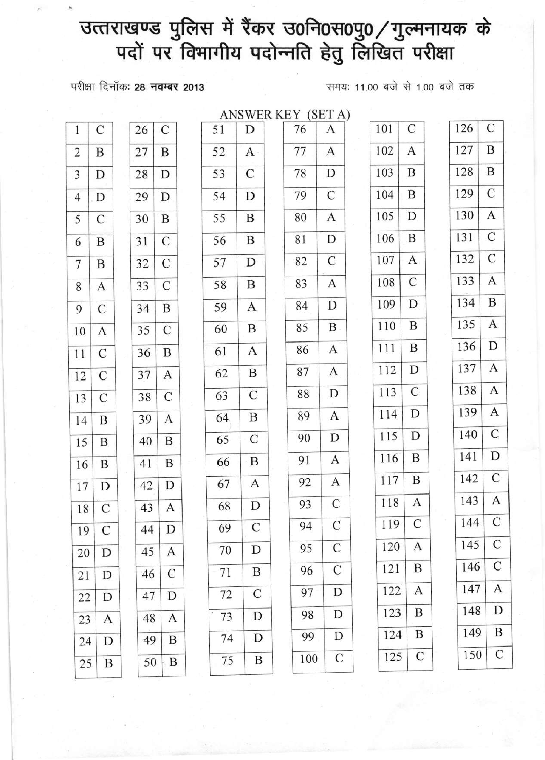# उत्तराखण्ड पुलिस में रैंकर उ0नि0स0पु0 / गुल्मनायक के पदों पर विभागीय पदोन्नति हेतु लिखित परीक्षा

परीक्षा दिनॉक: **28 नवम्बर 2013**

समय: 11.00 बजे से 1.00 बजे तक

## ANSWER KEY (SET A)

| | | | | | | | | | | | |
|---|---|---|---|---|---|---|---|---|---|---|---|
| 1 | C | 26 | C | 51 | D | 76 | A | 101 | C | 126 | C |
| 2 | B | 27 | B | 52 | A | 77 | A | 102 | A | 127 | B |
| 3 | D | 28 | D | 53 | C | 78 | D | 103 | B | 128 | B |
| 4 | D | 29 | D | 54 | D | 79 | C | 104 | B | 129 | C |
| 5 | C | 30 | B | 55 | B | 80 | A | 105 | D | 130 | A |
| 6 | B | 31 | C | 56 | B | 81 | D | 106 | B | 131 | C |
| 7 | B | 32 | C | 57 | D | 82 | C | 107 | A | 132 | C |
| 8 | A | 33 | C | 58 | B | 83 | A | 108 | C | 133 | A |
| 9 | C | 34 | B | 59 | A | 84 | D | 109 | D | 134 | B |
| 10 | A | 35 | C | 60 | B | 85 | B | 110 | B | 135 | A |
| 11 | C | 36 | B | 61 | A | 86 | A | 111 | B | 136 | D |
| 12 | C | 37 | A | 62 | B | 87 | A | 112 | D | 137 | A |
| 13 | C | 38 | C | 63 | C | 88 | D | 113 | C | 138 | A |
| 14 | B | 39 | A | 64 | B | 89 | A | 114 | D | 139 | A |
| 15 | B | 40 | B | 65 | C | 90 | D | 115 | D | 140 | C |
| 16 | B | 41 | B | 66 | B | 91 | A | 116 | B | 141 | D |
| 17 | D | 42 | D | 67 | A | 92 | A | 117 | B | 142 | C |
| 18 | C | 43 | A | 68 | D | 93 | C | 118 | A | 143 | A |
| 19 | C | 44 | D | 69 | C | 94 | C | 119 | C | 144 | C |
| 20 | D | 45 | A | 70 | D | 95 | C | 120 | A | 145 | C |
| 21 | D | 46 | C | 71 | B | 96 | C | 121 | B | 146 | C |
| 22 | D | 47 | D | 72 | C | 97 | D | 122 | A | 147 | A |
| 23 | A | 48 | A | 73 | D | 98 | D | 123 | B | 148 | D |
| 24 | D | 49 | B | 74 | D | 99 | D | 124 | B | 149 | B |
| 25 | B | 50 | B | 75 | B | 100 | C | 125 | C | 150 | C |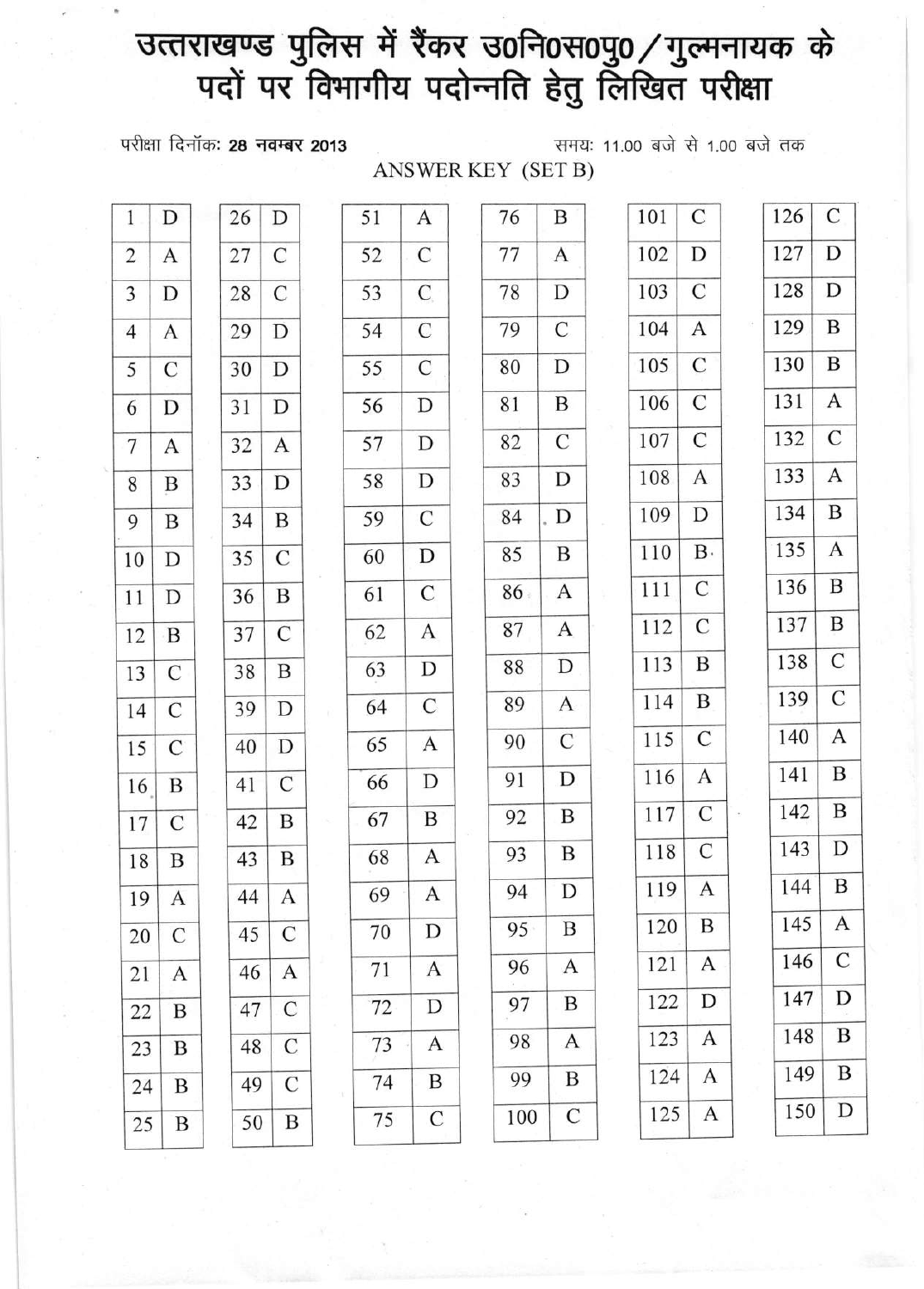# उत्तराखण्ड पुलिस में रैंकर उ0नि0स0पु0 / गुल्मनायक के पदों पर विभागीय पदोन्नति हेतु लिखित परीक्षा

परीक्षा दिनॉकः **28 नवम्बर 2013**

समयः 11.00 बजे से 1.00 बजे तक

ANSWER KEY (SET B)

| | | | | | | | | | | | |
|---|---|---|---|---|---|---|---|---|---|---|---|
| 1 | D | 26 | D | 51 | A | 76 | B | 101 | C | 126 | C |
| 2 | A | 27 | C | 52 | C | 77 | A | 102 | D | 127 | D |
| 3 | D | 28 | C | 53 | C | 78 | D | 103 | C | 128 | D |
| 4 | A | 29 | D | 54 | C | 79 | C | 104 | A | 129 | B |
| 5 | C | 30 | D | 55 | C | 80 | D | 105 | C | 130 | B |
| 6 | D | 31 | D | 56 | D | 81 | B | 106 | C | 131 | A |
| 7 | A | 32 | A | 57 | D | 82 | C | 107 | C | 132 | C |
| 8 | B | 33 | D | 58 | D | 83 | D | 108 | A | 133 | A |
| 9 | B | 34 | B | 59 | C | 84 | D | 109 | D | 134 | B |
| 10 | D | 35 | C | 60 | D | 85 | B | 110 | B | 135 | A |
| 11 | D | 36 | B | 61 | C | 86 | A | 111 | C | 136 | B |
| 12 | B | 37 | C | 62 | A | 87 | A | 112 | C | 137 | B |
| 13 | C | 38 | B | 63 | D | 88 | D | 113 | B | 138 | C |
| 14 | C | 39 | D | 64 | C | 89 | A | 114 | B | 139 | C |
| 15 | C | 40 | D | 65 | A | 90 | C | 115 | C | 140 | A |
| 16 | B | 41 | C | 66 | D | 91 | D | 116 | A | 141 | B |
| 17 | C | 42 | B | 67 | B | 92 | B | 117 | C | 142 | B |
| 18 | B | 43 | B | 68 | A | 93 | B | 118 | C | 143 | D |
| 19 | A | 44 | A | 69 | A | 94 | D | 119 | A | 144 | B |
| 20 | C | 45 | C | 70 | D | 95 | B | 120 | B | 145 | A |
| 21 | A | 46 | A | 71 | A | 96 | A | 121 | A | 146 | C |
| 22 | B | 47 | C | 72 | D | 97 | B | 122 | D | 147 | D |
| 23 | B | 48 | C | 73 | A | 98 | A | 123 | A | 148 | B |
| 24 | B | 49 | C | 74 | B | 99 | B | 124 | A | 149 | B |
| 25 | B | 50 | B | 75 | C | 100 | C | 125 | A | 150 | D |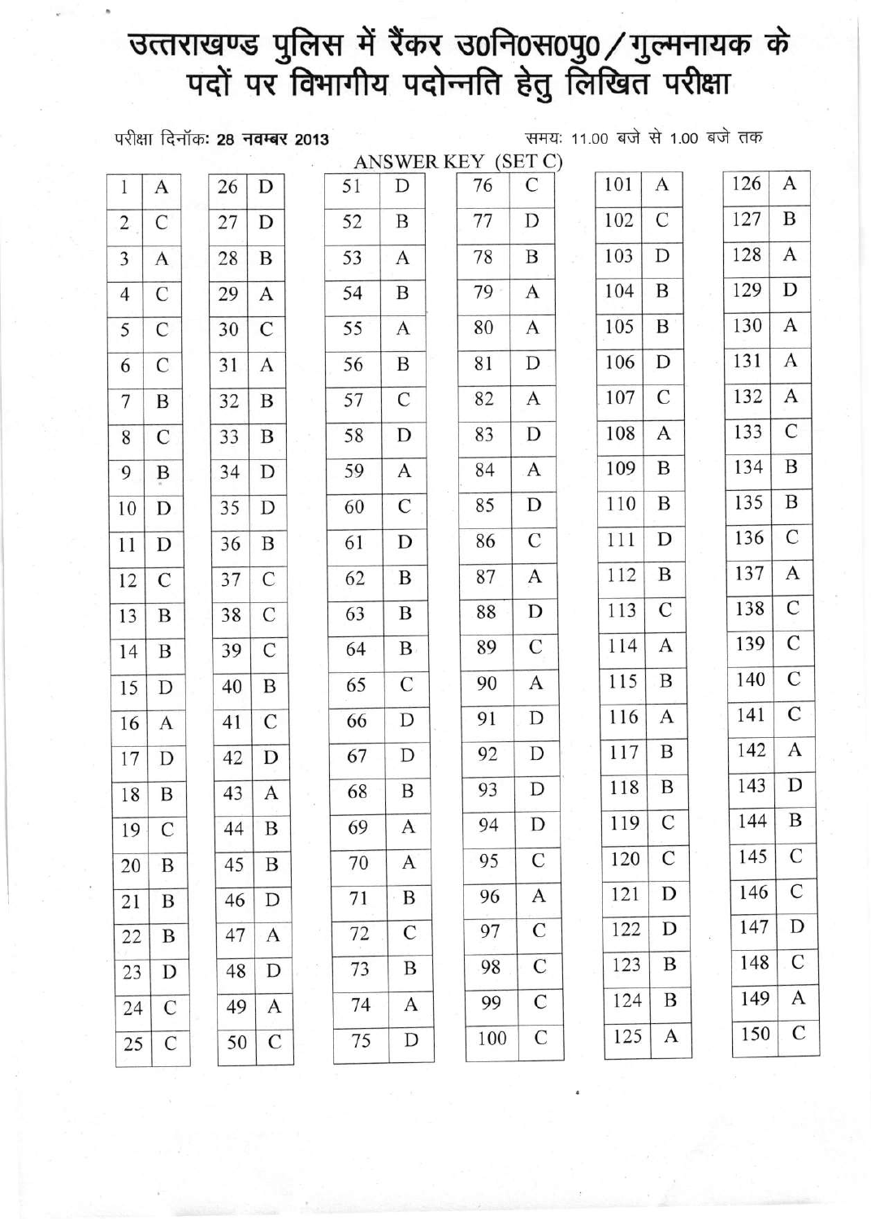# उत्तराखण्ड पुलिस में रैंकर उ0नि0स0पु0/गुल्मनायक के पदों पर विभागीय पदोन्नति हेतु लिखित परीक्षा

परीक्षा दिनॉक: **28 नवम्बर 2013**

समय: 11.00 बजे से 1.00 बजे तक

ANSWER KEY (SET C)

| | | | | | | | | | | | |
|---|---|---|---|---|---|---|---|---|---|---|---|
| 1 | A | 26 | D | 51 | D | 76 | C | 101 | A | 126 | A |
| 2 | C | 27 | D | 52 | B | 77 | D | 102 | C | 127 | B |
| 3 | A | 28 | B | 53 | A | 78 | B | 103 | D | 128 | A |
| 4 | C | 29 | A | 54 | B | 79 | A | 104 | B | 129 | D |
| 5 | C | 30 | C | 55 | A | 80 | A | 105 | B | 130 | A |
| 6 | C | 31 | A | 56 | B | 81 | D | 106 | D | 131 | A |
| 7 | B | 32 | B | 57 | C | 82 | A | 107 | C | 132 | A |
| 8 | C | 33 | B | 58 | D | 83 | D | 108 | A | 133 | C |
| 9 | B | 34 | D | 59 | A | 84 | A | 109 | B | 134 | B |
| 10 | D | 35 | D | 60 | C | 85 | D | 110 | B | 135 | B |
| 11 | D | 36 | B | 61 | D | 86 | C | 111 | D | 136 | C |
| 12 | C | 37 | C | 62 | B | 87 | A | 112 | B | 137 | A |
| 13 | B | 38 | C | 63 | B | 88 | D | 113 | C | 138 | C |
| 14 | B | 39 | C | 64 | B | 89 | C | 114 | A | 139 | C |
| 15 | D | 40 | B | 65 | C | 90 | A | 115 | B | 140 | C |
| 16 | A | 41 | C | 66 | D | 91 | D | 116 | A | 141 | C |
| 17 | D | 42 | D | 67 | D | 92 | D | 117 | B | 142 | A |
| 18 | B | 43 | A | 68 | B | 93 | D | 118 | B | 143 | D |
| 19 | C | 44 | B | 69 | A | 94 | D | 119 | C | 144 | B |
| 20 | B | 45 | B | 70 | A | 95 | C | 120 | C | 145 | C |
| 21 | B | 46 | D | 71 | B | 96 | A | 121 | D | 146 | C |
| 22 | B | 47 | A | 72 | C | 97 | C | 122 | D | 147 | D |
| 23 | D | 48 | D | 73 | B | 98 | C | 123 | B | 148 | C |
| 24 | C | 49 | A | 74 | A | 99 | C | 124 | B | 149 | A |
| 25 | C | 50 | C | 75 | D | 100 | C | 125 | A | 150 | C |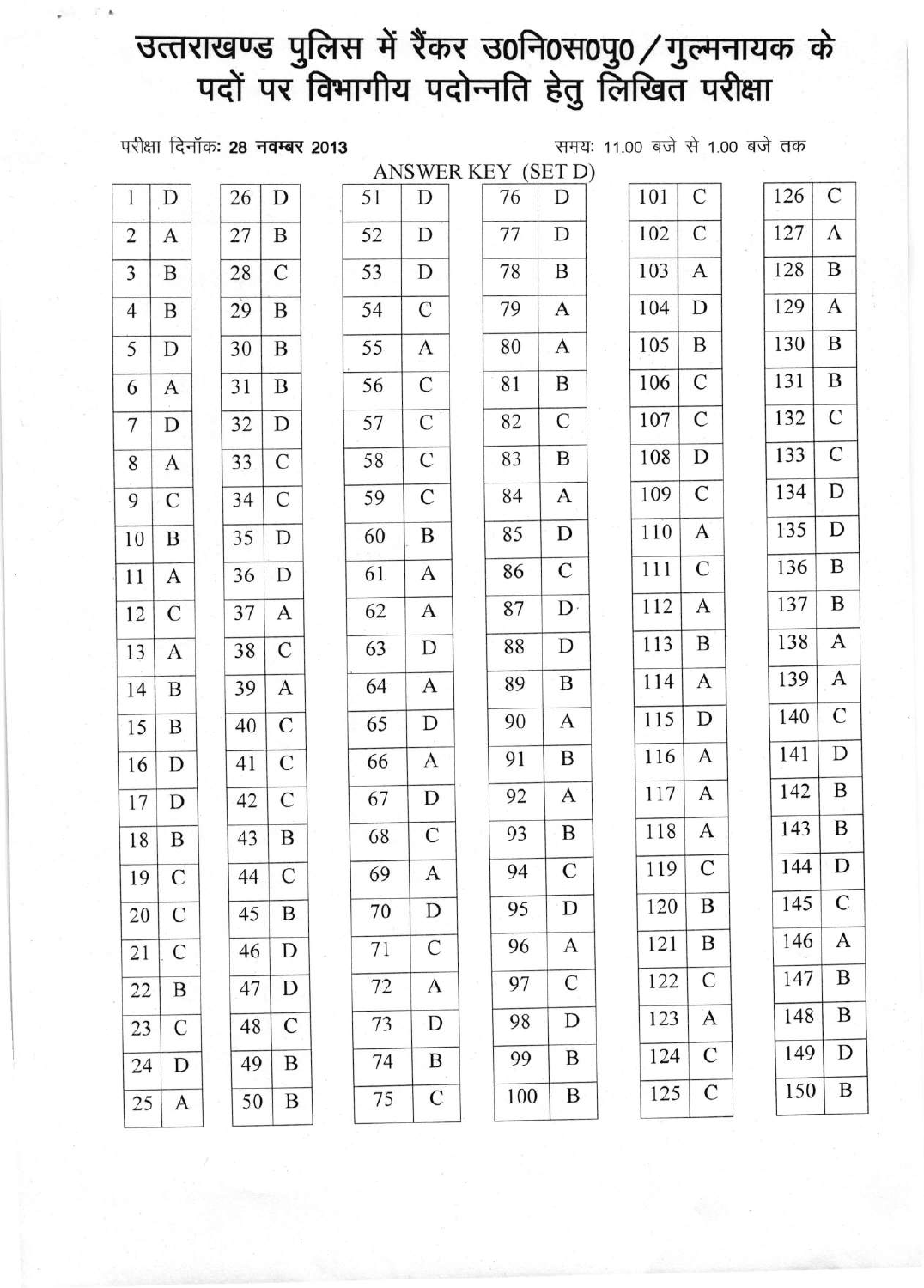# उत्तराखण्ड पुलिस में रैंकर उ0नि0स0पु0/गुल्मनायक के पदों पर विभागीय पदोन्नति हेतु लिखित परीक्षा

परीक्षा दिनॉक: **28 नवम्बर 2013** समय: 11.00 बजे से 1.00 बजे तक

ANSWER KEY (SET D)

| | | | | | | | | | | | |
|---|---|---|---|---|---|---|---|---|---|---|---|
| 1 | D | 26 | D | 51 | D | 76 | D | 101 | C | 126 | C |
| 2 | A | 27 | B | 52 | D | 77 | D | 102 | C | 127 | A |
| 3 | B | 28 | C | 53 | D | 78 | B | 103 | A | 128 | B |
| 4 | B | 29 | B | 54 | C | 79 | A | 104 | D | 129 | A |
| 5 | D | 30 | B | 55 | A | 80 | A | 105 | B | 130 | B |
| 6 | A | 31 | B | 56 | C | 81 | B | 106 | C | 131 | B |
| 7 | D | 32 | D | 57 | C | 82 | C | 107 | C | 132 | C |
| 8 | A | 33 | C | 58 | C | 83 | B | 108 | D | 133 | C |
| 9 | C | 34 | C | 59 | C | 84 | A | 109 | C | 134 | D |
| 10 | B | 35 | D | 60 | B | 85 | D | 110 | A | 135 | D |
| 11 | A | 36 | D | 61 | A | 86 | C | 111 | C | 136 | B |
| 12 | C | 37 | A | 62 | A | 87 | D | 112 | A | 137 | B |
| 13 | A | 38 | C | 63 | D | 88 | D | 113 | B | 138 | A |
| 14 | B | 39 | A | 64 | A | 89 | B | 114 | A | 139 | A |
| 15 | B | 40 | C | 65 | D | 90 | A | 115 | D | 140 | C |
| 16 | D | 41 | C | 66 | A | 91 | B | 116 | A | 141 | D |
| 17 | D | 42 | C | 67 | D | 92 | A | 117 | A | 142 | B |
| 18 | B | 43 | B | 68 | C | 93 | B | 118 | A | 143 | B |
| 19 | C | 44 | C | 69 | A | 94 | C | 119 | C | 144 | D |
| 20 | C | 45 | B | 70 | D | 95 | D | 120 | B | 145 | C |
| 21 | C | 46 | D | 71 | C | 96 | A | 121 | B | 146 | A |
| 22 | B | 47 | D | 72 | A | 97 | C | 122 | C | 147 | B |
| 23 | C | 48 | C | 73 | D | 98 | D | 123 | A | 148 | B |
| 24 | D | 49 | B | 74 | B | 99 | B | 124 | C | 149 | D |
| 25 | A | 50 | B | 75 | C | 100 | B | 125 | C | 150 | B |